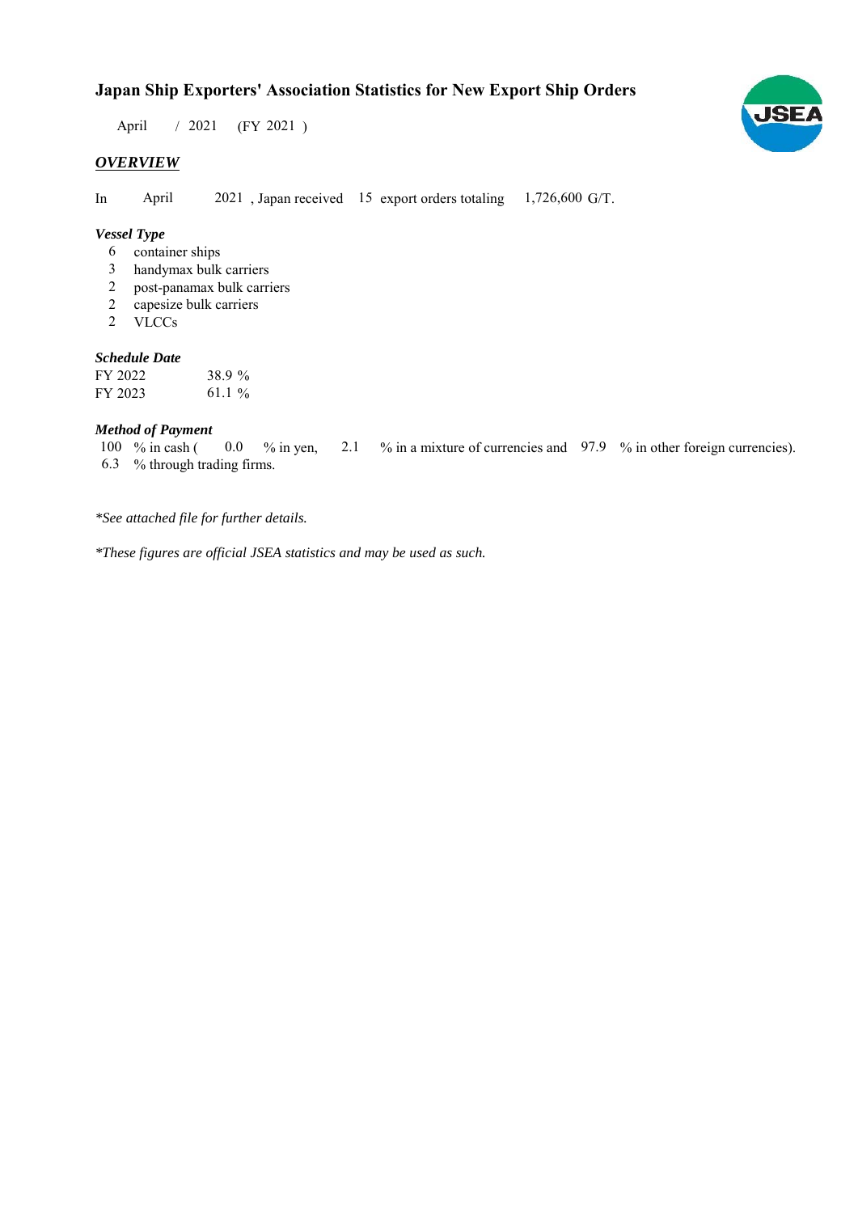# Japan Ship Exporters' Association Statistics for New Export Ship Orders

April / 2021 (FY 2021 )

## *OVERVIEW*

In April 2021 , Japan received 15 export orders totaling 1,726,600 G/T.

### *Vessel Type*

6 container ships
3 handymax bulk carriers
2 post-panamax bulk carriers
2 capesize bulk carriers
2 VLCCs

### *Schedule Date*

| | |
|---|---|
| FY 2022 | 38.9 % |
| FY 2023 | 61.1 % |

### *Method of Payment*

100 % in cash ( 0.0 % in yen, 2.1 % in a mixture of currencies and 97.9 % in other foreign currencies).
6.3 % through trading firms.

*\*See attached file for further details.*

*\*These figures are official JSEA statistics and may be used as such.*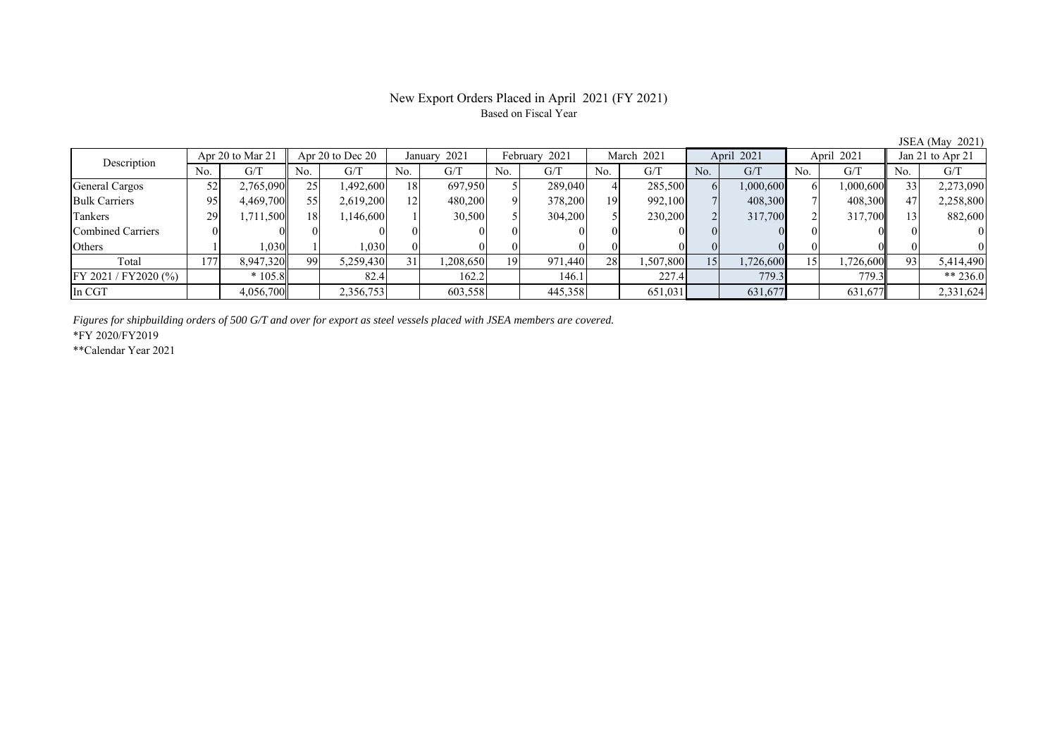# New Export Orders Placed in April 2021 (FY 2021)

Based on Fiscal Year

JSEA (May 2021)

| Description | Apr 20 to Mar 21 | | Apr 20 to Dec 20 | | January 2021 | | February 2021 | | March 2021 | | April 2021 | | April 2021 | | Jan 21 to Apr 21 | |
|---|---|---|---|---|---|---|---|---|---|---|---|---|---|---|---|---|
| | No. | G/T | No. | G/T | No. | G/T | No. | G/T | No. | G/T | No. | G/T | No. | G/T | No. | G/T |
| General Cargos | 52 | 2,765,090 | 25 | 1,492,600 | 18 | 697,950 | 5 | 289,040 | 4 | 285,500 | 6 | 1,000,600 | 6 | 1,000,600 | 33 | 2,273,090 |
| Bulk Carriers | 95 | 4,469,700 | 55 | 2,619,200 | 12 | 480,200 | 9 | 378,200 | 19 | 992,100 | 7 | 408,300 | 7 | 408,300 | 47 | 2,258,800 |
| Tankers | 29 | 1,711,500 | 18 | 1,146,600 | 1 | 30,500 | 5 | 304,200 | 5 | 230,200 | 2 | 317,700 | 2 | 317,700 | 13 | 882,600 |
| Combined Carriers | 0 | 0 | 0 | 0 | 0 | 0 | 0 | 0 | 0 | 0 | 0 | 0 | 0 | 0 | 0 | 0 |
| Others | 1 | 1,030 | 1 | 1,030 | 0 | 0 | 0 | 0 | 0 | 0 | 0 | 0 | 0 | 0 | 0 | 0 |
| Total | 177 | 8,947,320 | 99 | 5,259,430 | 31 | 1,208,650 | 19 | 971,440 | 28 | 1,507,800 | 15 | 1,726,600 | 15 | 1,726,600 | 93 | 5,414,490 |
| FY 2021 / FY2020 (%) | | * 105.8 | | 82.4 | | 162.2 | | 146.1 | | 227.4 | | 779.3 | | 779.3 | | ** 236.0 |
| In CGT | | 4,056,700 | | 2,356,753 | | 603,558 | | 445,358 | | 651,031 | | 631,677 | | 631,677 | | 2,331,624 |

*Figures for shipbuilding orders of 500 G/T and over for export as steel vessels placed with JSEA members are covered.*

*FY 2020/FY2019

**Calendar Year 2021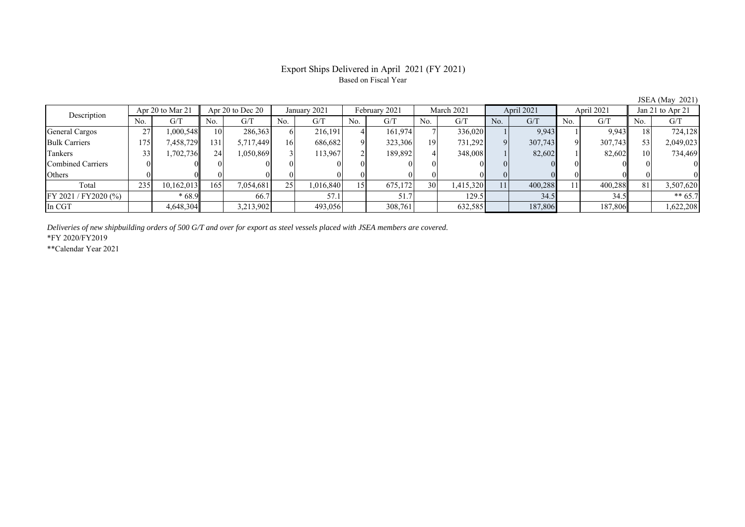# Export Ships Delivered in April 2021 (FY 2021)

Based on Fiscal Year

JSEA (May 2021)

| Description | Apr 20 to Mar 21 | | Apr 20 to Dec 20 | | January 2021 | | February 2021 | | March 2021 | | April 2021 | | April 2021 | | Jan 21 to Apr 21 | |
|---|---|---|---|---|---|---|---|---|---|---|---|---|---|---|---|---|
| | No. | G/T | No. | G/T | No. | G/T | No. | G/T | No. | G/T | No. | G/T | No. | G/T | No. | G/T |
| General Cargos | 27 | 1,000,548 | 10 | 286,363 | 6 | 216,191 | 4 | 161,974 | 7 | 336,020 | 1 | 9,943 | 1 | 9,943 | 18 | 724,128 |
| Bulk Carriers | 175 | 7,458,729 | 131 | 5,717,449 | 16 | 686,682 | 9 | 323,306 | 19 | 731,292 | 9 | 307,743 | 9 | 307,743 | 53 | 2,049,023 |
| Tankers | 33 | 1,702,736 | 24 | 1,050,869 | 3 | 113,967 | 2 | 189,892 | 4 | 348,008 | 1 | 82,602 | 1 | 82,602 | 10 | 734,469 |
| Combined Carriers | 0 | 0 | 0 | 0 | 0 | 0 | 0 | 0 | 0 | 0 | 0 | 0 | 0 | 0 | 0 | 0 |
| Others | 0 | 0 | 0 | 0 | 0 | 0 | 0 | 0 | 0 | 0 | 0 | 0 | 0 | 0 | 0 | 0 |
| Total | 235 | 10,162,013 | 165 | 7,054,681 | 25 | 1,016,840 | 15 | 675,172 | 30 | 1,415,320 | 11 | 400,288 | 11 | 400,288 | 81 | 3,507,620 |
| FY 2021 / FY2020 (%) | | * 68.9 | | 66.7 | | 57.1 | | 51.7 | | 129.5 | | 34.5 | | 34.5 | | ** 65.7 |
| In CGT | | 4,648,304 | | 3,213,902 | | 493,056 | | 308,761 | | 632,585 | | 187,806 | | 187,806 | | 1,622,208 |

*Deliveries of new shipbuilding orders of 500 G/T and over for export as steel vessels placed with JSEA members are covered.*

*FY 2020/FY2019

**Calendar Year 2021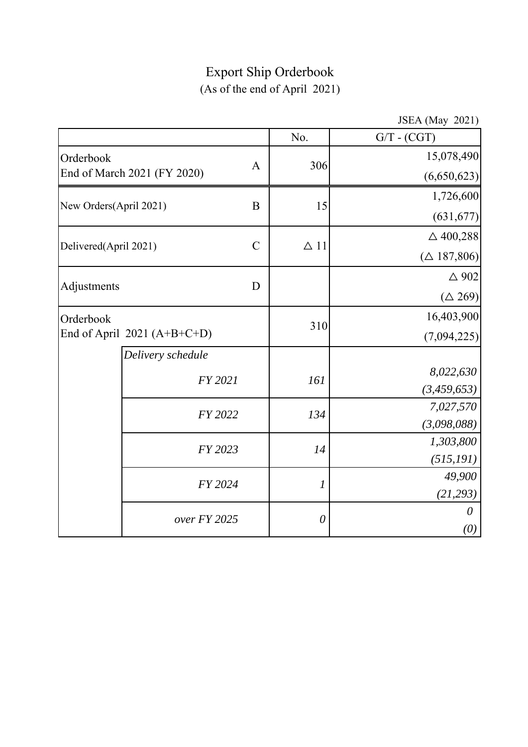# Export Ship Orderbook

(As of the end of April 2021)

JSEA (May 2021)

| | | | No. | G/T - (CGT) |
|---|---|---|---|---|
| Orderbook<br>End of March 2021 (FY 2020) | | A | 306 | 15,078,490<br>(6,650,623) |
| New Orders(April 2021) | | B | 15 | 1,726,600<br>(631,677) |
| Delivered(April 2021) | | C | △ 11 | △ 400,288<br>(△ 187,806) |
| Adjustments | | D | | △ 902<br>(△ 269) |
| Orderbook<br>End of April 2021 (A+B+C+D) | | | 310 | 16,403,900<br>(7,094,225) |
| | *Delivery schedule* | | | |
| | *FY 2021* | | *161* | *8,022,630*<br>*(3,459,653)* |
| | *FY 2022* | | *134* | *7,027,570*<br>*(3,098,088)* |
| | *FY 2023* | | *14* | *1,303,800*<br>*(515,191)* |
| | *FY 2024* | | *1* | *49,900*<br>*(21,293)* |
| | *over FY 2025* | | *0* | *0*<br>*(0)* |